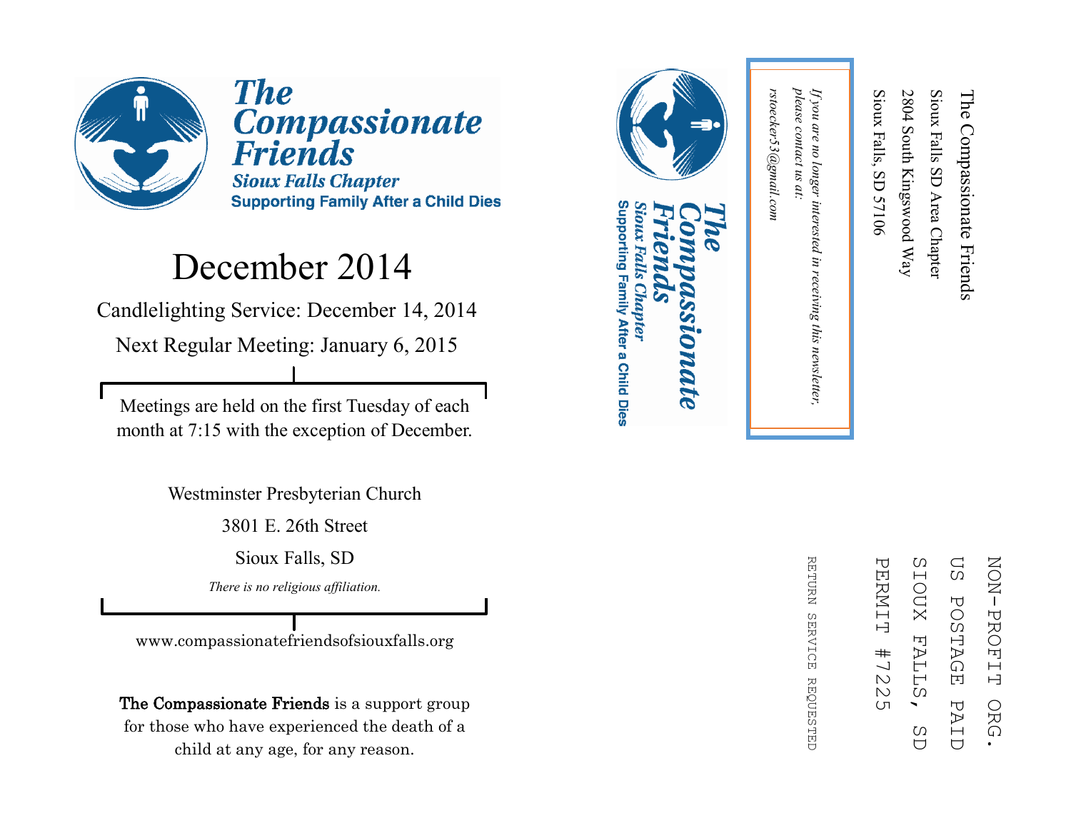# The Compassionate Friends

## Sioux Falls Chapter

**Supporting Family After a Child Dies**

# December 2014

Candlelighting Service: December 14, 2014

Next Regular Meeting: January 6, 2015

Meetings are held on the first Tuesday of each month at 7:15 with the exception of December.

Westminster Presbyterian Church

3801 E. 26th Street

Sioux Falls, SD

*There is no religious affiliation.*

www.compassionatefriendsofsiouxfalls.org

**The Compassionate Friends** is a support group for those who have experienced the death of a child at any age, for any reason.

---

**The Compassionate Friends**
*Sioux Falls Chapter*
**Supporting Family After a Child Dies**

*If you are no longer interested in receiving this newsletter, please contact us at: rstoecker53@gmail.com*

The Compassionate Friends
Sioux Falls SD Area Chapter
2804 South Kingswood Way
Sioux Falls, SD 57106

NON-PROFIT ORG.
US POSTAGE PAID
SIOUX FALLS, SD
PERMIT #7225

RETURN SERVICE REQUESTED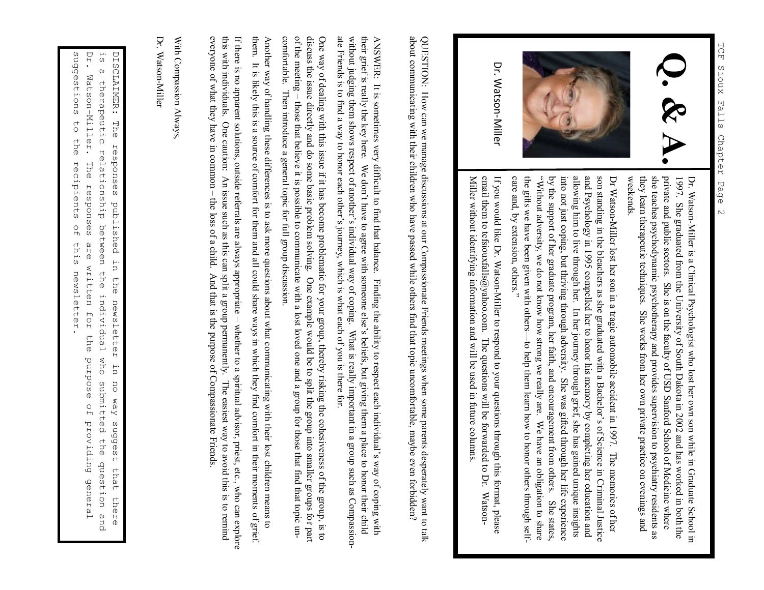# Q. & A.

Dr. Watson-Miller

Dr. Watson-Miller is a Clinical Psychologist who lost her own son while in Graduate School in 1997. She graduated from the University of South Dakota in 2002 and has worked in both the private and public sectors. She is on the faculty of USD Sanford School of Medicine where she teaches psychodynamic psychotherapy and provides supervision to psychiatry residents as they learn therapeutic techniques. She works from her own private practice on evenings and weekends.

Dr Watson-Miller lost her son in a tragic automobile accident in 1997. The memories of her son standing in the bleachers as she graduated with a Bachelor's of Science in Criminal Justice and Psychology in 1995 compelled her to honor his memory by completing her education and allowing him to live through her. In her journey through grief, she has gained unique insights into not just coping, but thriving through adversity. She was gifted through her life experience by the support of her graduate program, her faith, and encouragement from others. She states, "Without adversity, we do not know how strong we really are. We have an obligation to share the gifts we have been given with others—to help them learn how to honor others through self-care and, by extension, others."

If you would like Dr. Watson-Miller to respond to your questions through this format, please email them to tcfsiouxfalls@yahoo.com. The questions will be forwarded to Dr. Watson-Miller without identifying information and will be used in future columns.

QUESTION: How can we manage discussions at our Compassionate Friends meetings when some parents desperately want to talk about communicating with their children who have passed while others find that topic uncomfortable, maybe even forbidden?

ANSWER: It is sometimes very difficult to find that balance. Finding the ability to respect each individual's way of coping with their grief is really the key here. We don't have to agree with someone else's beliefs, but giving them a place to honor their child without judging them shows respect of another's individual way of coping. What is really important in a group such as Compassionate Friends is to find a way to honor each other's journey, which is what each of you is there for.

One way of dealing with this issue if it has become problematic for your group, thereby risking the cohesiveness of the group, is to discuss the issue directly and do some basic problem solving. One example would be to split the group into smaller groups for part of the meeting – those that believe it is possible to communicate with a lost loved one and a group for those that find that topic uncomfortable. Then introduce a general topic for full group discussion.

Another way of handling these differences is to ask more questions about what communicating with their lost children means to them. It is likely this is a source of comfort for them and all could share ways in which they find comfort in their moments of grief.

If there is no apparent solutions, outside referrals are always appropriate – whether to a spiritual advisor, priest, etc., who can explore this with individuals. One caution: An issue such as this can split a group permanently. The easiest way to avoid this is to remind everyone of what they have in common – the loss of a child. And that is the purpose of Compassionate Friends.

With Compassion Always,

Dr. Watson-Miller

DISCLAIMER: The responses published in the newsletter in no way suggest that there is a therapeutic relationship between the individual who submitted the question and Dr. Watson-Miller. The responses are written for the purpose of providing general suggestions to the recipients of this newsletter.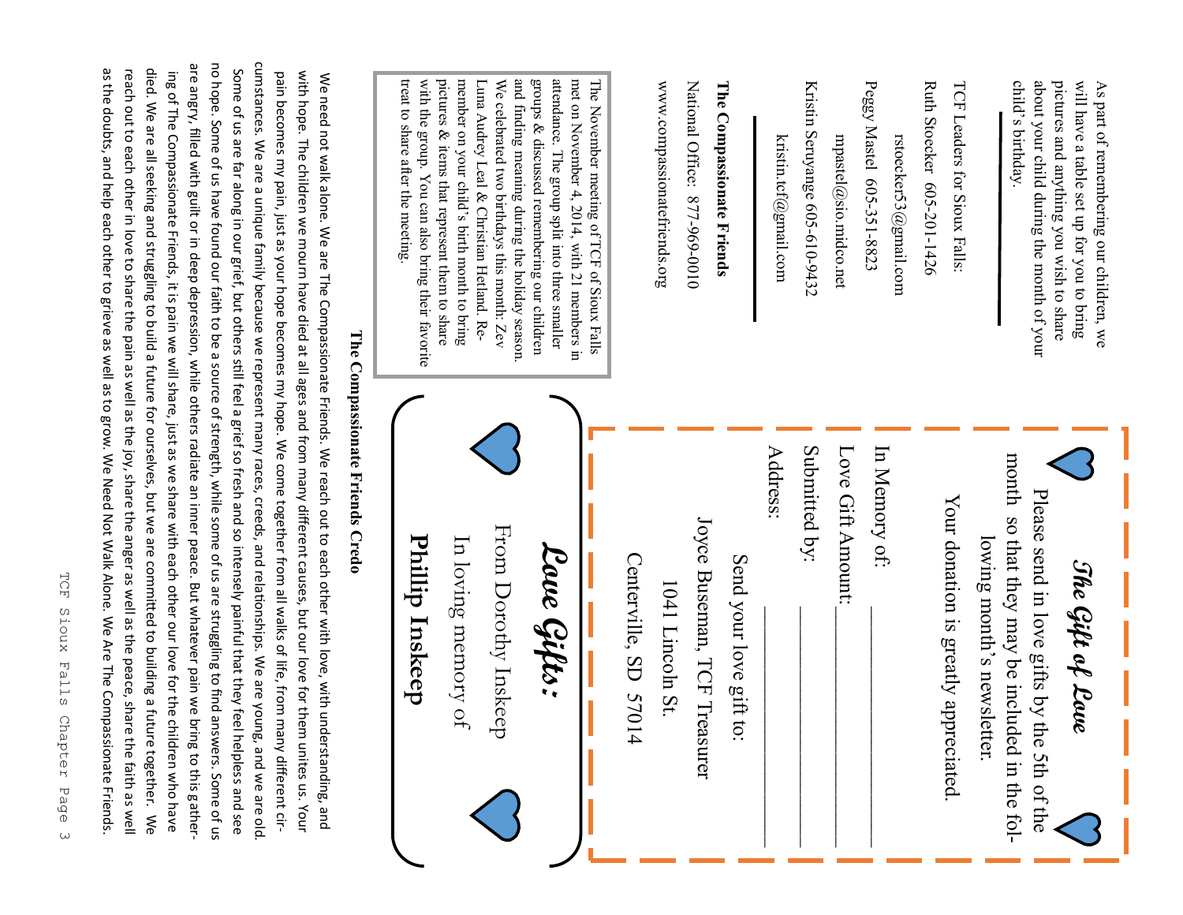As part of remembering our children, we will have a table set up for you to bring pictures and anything you wish to share about your child during the month of your child's birthday.

TCF Leaders for Sioux Falls:

Ruth Stoecker 605-201-1426

rstoecker53@gmail.com

Peggy Mastel 605-351-8823

mpastel@sio.midco.net

Kristin Seruyange 605-610-9432

kristin.tcf@gmail.com

**The Compassionate Friends**

National Office: 877-969-0010

www.compassionatefriends.org

The November meeting of TCF of Sioux Falls met on November 4, 2014, with 21 members in attendance. The group split into three smaller groups & discussed remembering our children and finding meaning during the holiday season. We celebrated two birthdays this month: Zev Luna Audrey Leal & Christian Hetland. Remember on your child's birth month to bring pictures & items that represent them to share with the group. You can also bring their favorite treat to share after the meeting.

## *The Gift of Love*

Please send in love gifts by the 5th of the month so that they may be included in the following month's newsletter.

Your donation is greatly appreciated.

In Memory of: ______________________

Love Gift Amount: __________________

Submitted by: ______________________

Address: ___________________________

Send your love gift to:

Joyce Buseman, TCF Treasurer

1041 Lincoln St.

Centerville, SD 57014

## *Love Gifts:*

From Dorothy Inskeep

In loving memory of

**Phillip Inskeep**

## The Compassionate Friends Credo

We need not walk alone. We are The Compassionate Friends. We reach out to each other with love, with understanding, and with hope. The children we mourn have died at all ages and from many different causes, but our love for them unites us. Your pain becomes my pain, just as your hope becomes my hope. We come together from all walks of life, from many different circumstances. We are a unique family because we represent many races, creeds, and relationships. We are young, and we are old. Some of us are far along in our grief, but others still feel a grief so fresh and so intensely painful that they feel helpless and see no hope. Some of us have found our faith to be a source of strength, while some of us are struggling to find answers. Some of us are angry, filled with guilt or in deep depression, while others radiate an inner peace. But whatever pain we bring to this gathering of The Compassionate Friends, it is pain we will share, just as we share with each other our love for the children who have died. We are all seeking and struggling to build a future for ourselves, but we are committed to building a future together. We reach out to each other in love to share the pain as well as the joy, share the anger as well as the peace, share the faith as well as the doubts, and help each other to grieve as well as to grow. We Need Not Walk Alone. We Are The Compassionate Friends.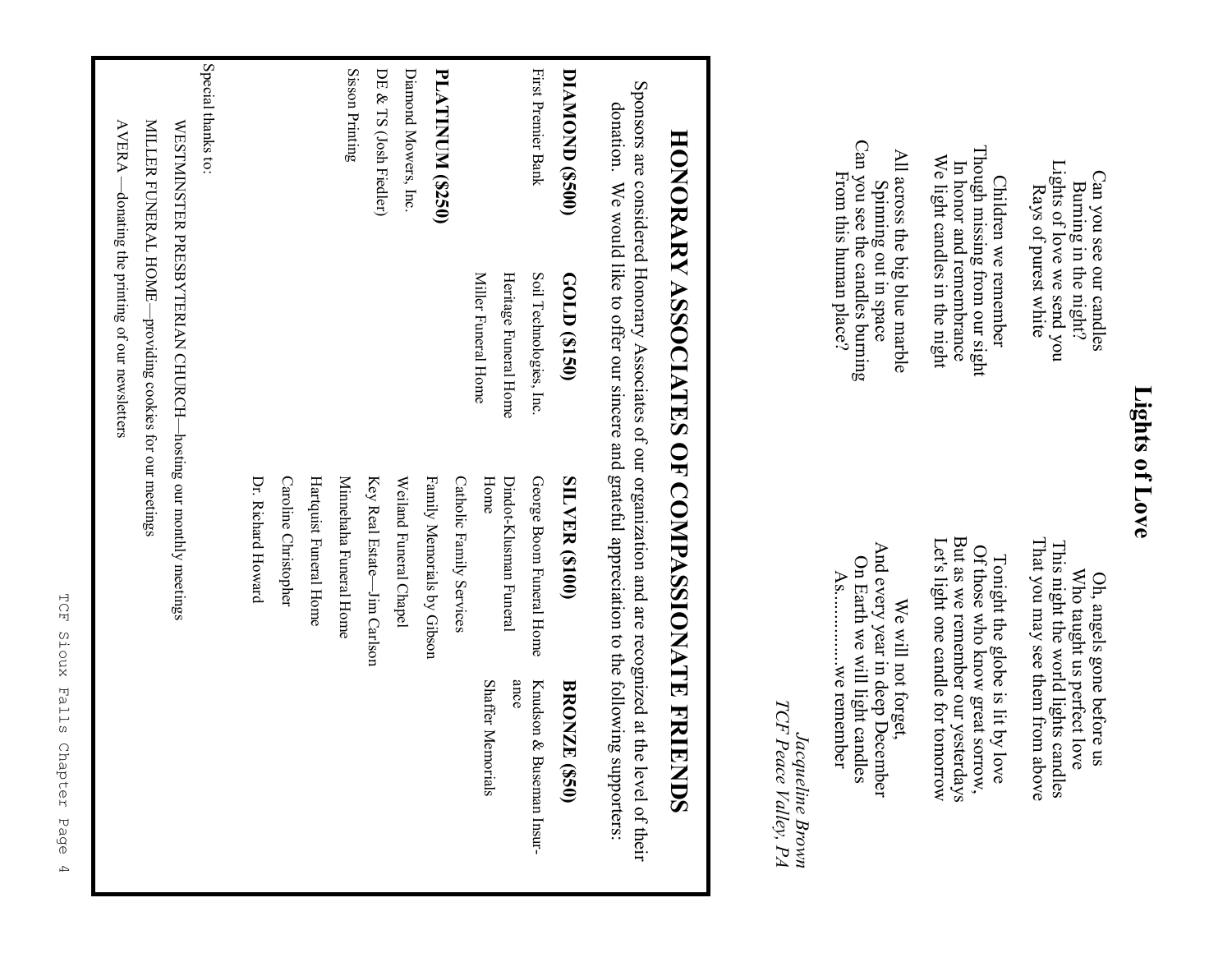# Lights of Love

Can you see our candles
Burning in the night?
Lights of love we send you
Rays of purest white

Children we remember
Though missing from our sight
In honor and remembrance
We light candles in the night

All across the big blue marble
Spinning out in space
Can you see the candles burning
From this human place?

Oh, angels gone before us
Who taught us perfect love
This night the world lights candles
That you may see them from above

Tonight the globe is lit by love
Of those who know great sorrow,
But as we remember our yesterdays
Let's light one candle for tomorrow

We will not forget,
And every year in deep December
On Earth we will light candles
As……….we remember

*Jacqueline Brown*
*TCF Peace Valley, PA*

# HONORARY ASSOCIATES OF COMPASSIONATE FRIENDS

Sponsors are considered Honorary Associates of our organization and are recognized at the level of their donation. We would like to offer our sincere and grateful appreciation to the following supporters:

| DIAMOND ($500) | GOLD ($150) | SILVER ($100) | BRONZE ($50) |
|---|---|---|---|
| First Premier Bank | Soil Technologies, Inc. | George Boom Funeral Home | Knudson & Buseman Insurance |
| | Heritage Funeral Home | Dindot-Klusman Funeral Home | Shaffer Memorials |
| | Miller Funeral Home | Catholic Family Services | |
| **PLATINUM ($250)** | | Family Memorials by Gibson | |
| Diamond Mowers, Inc. | | Weiland Funeral Chapel | |
| DE & TS (Josh Fiedler) | | Key Real Estate—Jim Carlson | |
| Sisson Printing | | Minnehaha Funeral Home | |
| | | Hartquist Funeral Home | |
| | | Caroline Christopher | |
| | | Dr. Richard Howard | |

Special thanks to:

WESTMINSTER PRESBYTERIAN CHURCH—hosting our monthly meetings

MILLER FUNERAL HOME—providing cookies for our meetings

AVERA —donating the printing of our newsletters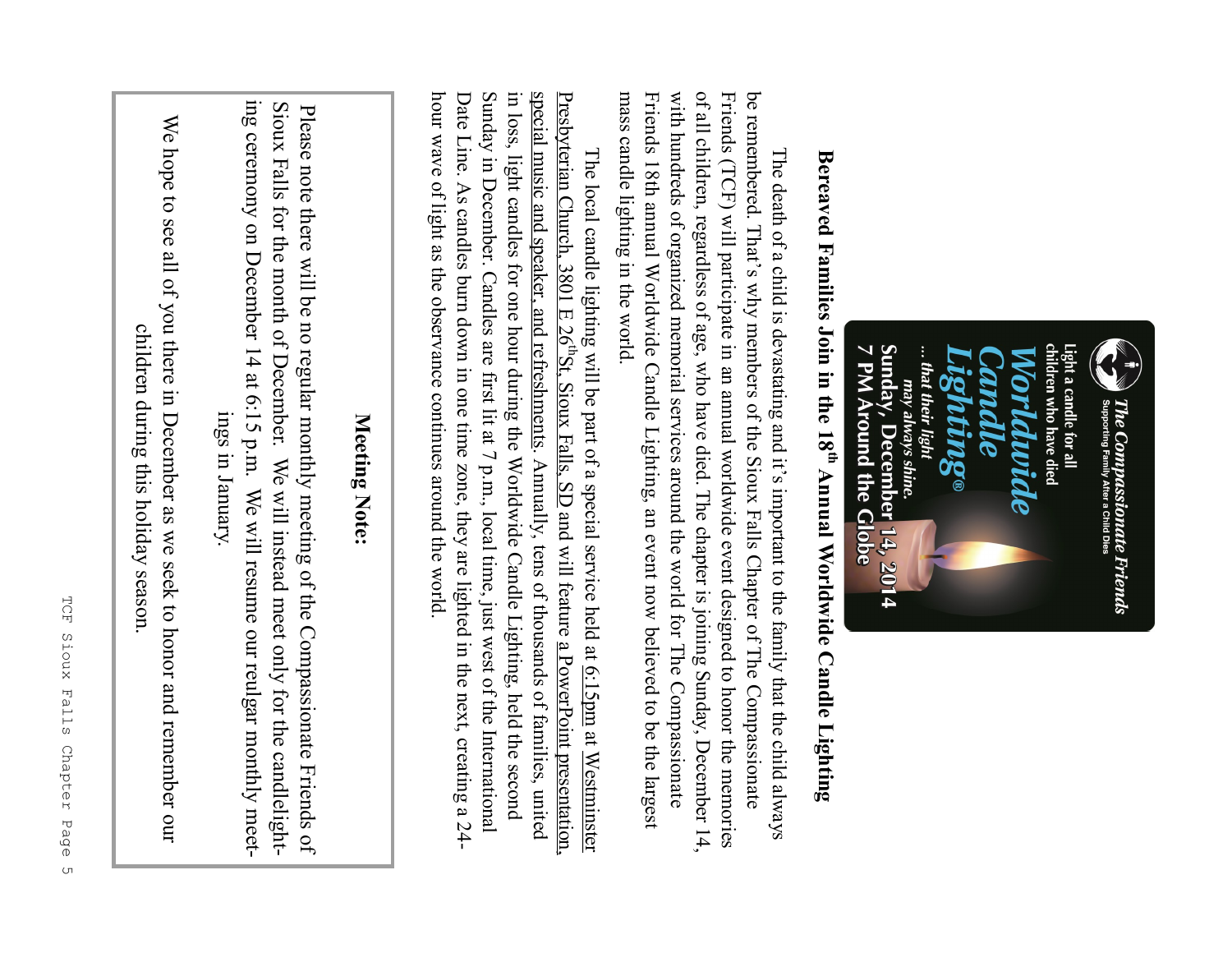Light a candle for all children who have died

**The Compassionate Friends**
Supporting Family After a Child Dies

**Worldwide Candle Lighting®**

*... that their light may always shine.*

**Sunday, December 14, 2014**
**7 PM Around the Globe**

## Bereaved Families Join in the 18th Annual Worldwide Candle Lighting

The death of a child is devastating and it's important to the family that the child always be remembered. That's why members of the Sioux Falls Chapter of The Compassionate Friends (TCF) will participate in an annual worldwide event designed to honor the memories of all children, regardless of age, who have died. The chapter is joining Sunday, December 14, with hundreds of organized memorial services around the world for The Compassionate Friends 18th annual Worldwide Candle Lighting, an event now believed to be the largest mass candle lighting in the world.

The local candle lighting will be part of a special service held at 6:15pm at Westminster Presbyterian Church, 3801 E 26th St, Sioux Falls, SD and will feature a PowerPoint presentation, special music and speaker, and refreshments. Annually, tens of thousands of families, united in loss, light candles for one hour during the Worldwide Candle Lighting, held the second Sunday in December. Candles are first lit at 7 p.m., local time, just west of the International Date Line. As candles burn down in one time zone, they are lighted in the next, creating a 24-hour wave of light as the observance continues around the world.

**Meeting Note:**

Please note there will be no regular monthly meeting of the Compassionate Friends of Sioux Falls for the month of December. We will instead meet only for the candlelighting ceremony on December 14 at 6:15 p.m. We will resume our reulgar monthly meetings in January.

We hope to see all of you there in December as we seek to honor and remember our children during this holiday season.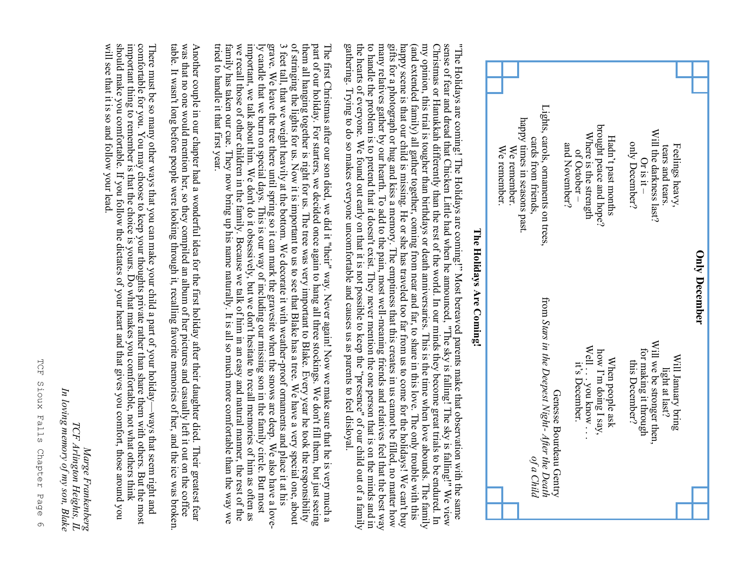## Only December

Feelings heavy,
tears and tears.
Will the darkness last?
Or is it –
only December?

Hadn't past months
brought peace and hope?
Where is the strength
of October –
and November?

Lights, carols, ornaments on trees,
cards from friends,
happy times in seasons past.
We remember.
We remember.

Will January bring
light at last?
Will we be stronger then,
for making it through
this December?

When people ask
how I'm doing I say,
Well . . . you know . . .
it's December.

Genesse Bourdeau Gentry
from *Stars in the Deepest Night - After the Death of a Child*

## The Holidays Are Coming!

"The Holidays are coming! The Holidays are coming!" Most bereaved parents make that observation with the same sense of fear and dread that Chicken Little had when he announced, "The sky is falling! The sky is falling!" We view Christmas or Hanukkah differently than the rest of the world. In our minds they become great trials to be endured. In my opinion, this trial is tougher than birthdays or death anniversaries. This is the time when love abounds. The family (and extended family) all gather together, coming from near and far, to share in this love. The only trouble with this happy scene is that our child is missing. He or she has traveled too far from us to come for the holidays! We can't buy gifts for a photograph or hug and kiss a memory. The emptiness that this creates in us cannot be filled, no matter how many relatives gather by our hearth. To add to the pain, most well-meaning friends and relatives feel that the best way to handle the problem is to pretend that it doesn't exist. They never mention the one person that is on the minds and in the hearts of everyone. We found out early on that it is not possible to keep the "presence" of our child out of a family gathering. Trying to do so makes everyone uncomfortable and causes us as parents to feel disloyal.

The first Christmas after our son died, we did it "their" way. Never again! Now we make sure that he is very much a part of our holiday. For starters, we decided once again to hang all three stockings. We don't fill them, but just seeing them all hanging together is right for us. The tree was very important to Blake. Every year he took the responsibility of stringing the lights for us. Now it is important to us to see that Blake has a tree. We have a very special one, about 3 feet tall, that we weight heavily at the bottom. We decorate it with weather-proof ornaments and place it at his grave. We leave the tree there until spring so it can mark the gravesite when the snows are deep. We also have a lovely candle that we burn on special days. This is our way of including our missing son in the family circle. But most important, we talk about him. We don't do it obsessively, but we don't hesitate to recall memories of him as often as we recall those of other children in the family. Because we talk of him in an easy and natural manner, the rest of the family has taken our cue. They now bring up his name naturally. It is all so much more comfortable than the way we tried to handle it that first year.

Another couple in our chapter had a wonderful idea for the first holiday after their daughter died. Their greatest fear was that no one would mention her, so they compiled an album of her pictures and casually left it out on the coffee table. It wasn't long before people were looking through it, recalling favorite memories of her, and the ice was broken.

There must be so many other ways that you can make your child a part of your holiday—ways that seem right and comfortable for you. You may choose to keep your thoughts private rather than share them with others. But the most important thing to remember is that the choice is yours. Do what makes you comfortable, not what others think should make you comfortable. If you follow the dictates of your heart and that gives you comfort, those around you will see that it is so and follow your lead.

*Marge Frankenberg*
*TCF Arlington Heighs, IL*
*In loving memory of my son, Blake*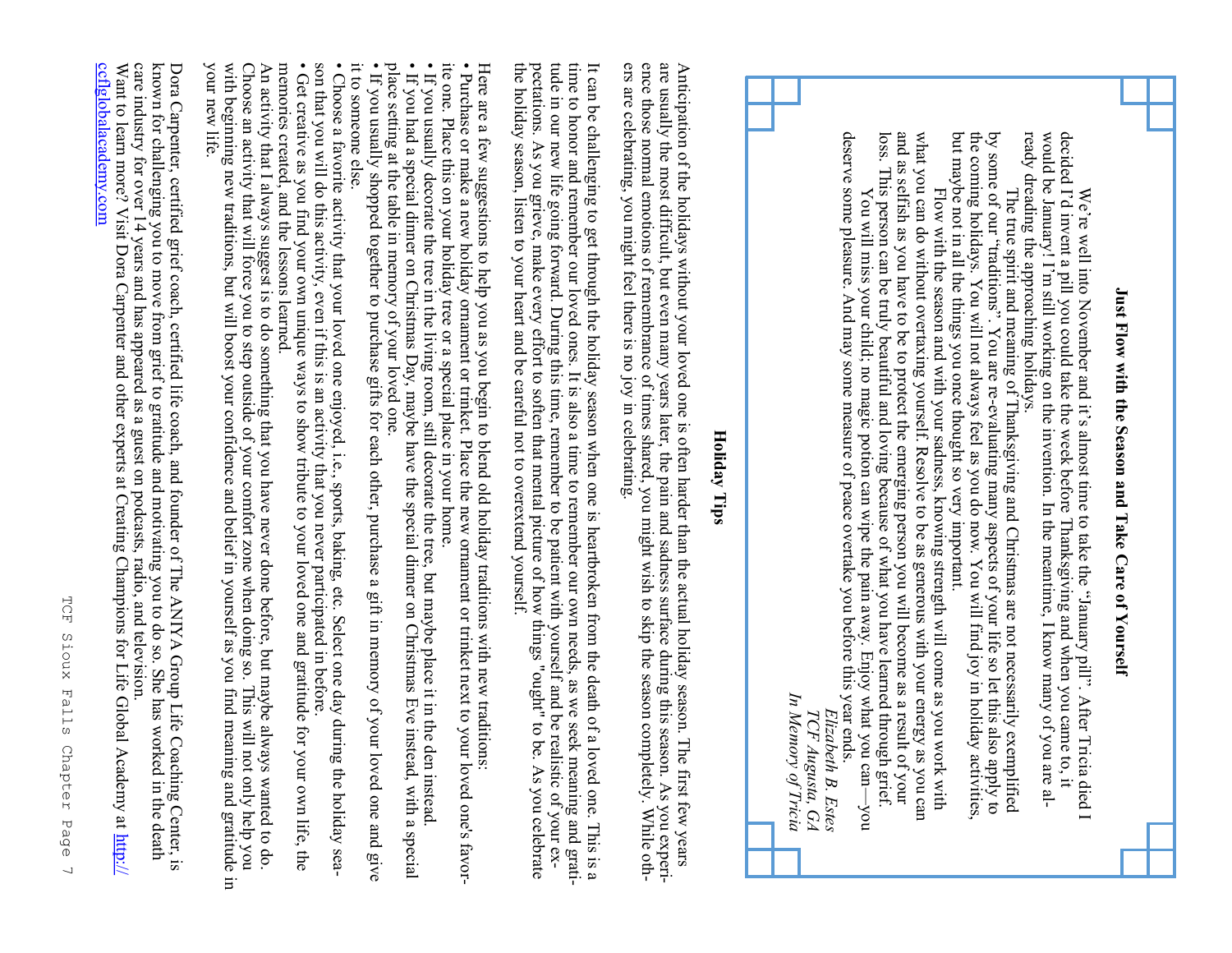## Just Flow with the Season and Take Care of Yourself

We're well into November and it's almost time to take the "January pill". After Tricia died I decided I'd invent a pill you could take the week before Thanksgiving and when you came to, it would be January! I'm still working on the invention. In the meantime, I know many of you are already dreading the approaching holidays.

The true spirit and meaning of Thanksgiving and Christmas are not necessarily exemplified by some of our "traditions". You are re-evaluating many aspects of your life so let this also apply to the coming holidays. You will not always feel as you do now. You will find joy in holiday activities, but maybe not in all the things you once thought so very important.

Flow with the season and with your sadness, knowing strength will come as you work with what you can do without overtaxing yourself. Resolve to be as generous with your energy as you can and as selfish as you have to be to protect the emerging person you will become as a result of your loss. This person can be truly beautiful and loving because of what you have learned through grief.

You will miss your child; no magic potion can wipe the pain away. Enjoy what you can—you deserve some pleasure. And may some measure of peace overtake you before this year ends.

*Elizabeth B. Estes*
*TCF Augusta, GA*
*In Memory of Tricia*

## Holiday Tips

Anticipation of the holidays without your loved one is often harder than the actual holiday season. The first few years are usually the most difficult, but even many years later, the pain and sadness surface during this season. As you experience those normal emotions of remembrance of times shared, you might wish to skip the season completely. While others are celebrating, you might feel there is no joy in celebrating.

It can be challenging to get through the holiday season when one is heartbroken from the death of a loved one. This is a time to honor and remember our loved ones. It is also a time to remember our own needs, as we seek meaning and gratitude in our new life going forward. During this time, remember to be patient with yourself and be realistic of your expectations. As you grieve, make every effort to soften that mental picture of how things "ought" to be. As you celebrate the holiday season, listen to your heart and be careful not to overextend yourself.

Here are a few suggestions to help you as you begin to blend old holiday traditions with new traditions:

- Purchase or make a new holiday ornament or trinket. Place the new ornament or trinket next to your loved one's favorite one. Place this on your holiday tree or a special place in your home.
- If you usually decorate the tree in the living room, still decorate the tree, but maybe place it in the den instead.
- If you had a special dinner on Christmas Day, maybe have the special dinner on Christmas Eve instead, with a special place setting at the table in memory of your loved one.
- If you usually shopped together to purchase gifts for each other, purchase a gift in memory of your loved one and give it to someone else.
- Choose a favorite activity that your loved one enjoyed, i.e., sports, baking, etc. Select one day during the holiday season that you will do this activity, even if this is an activity that you never participated in before.
- Get creative as you find your own unique ways to show tribute to your loved one and gratitude for your own life, the memories created, and the lessons learned.

An activity that I always suggest is to do something that you have never done before, but maybe always wanted to do. Choose an activity that will force you to step outside of your comfort zone when doing so. This will not only help you with beginning new traditions, but will boost your confidence and belief in yourself as you find meaning and gratitude in your new life.

Dora Carpenter, certified grief coach, certified life coach, and founder of The ANIYA Group Life Coaching Center, is known for challenging you to move from grief to gratitude and motivating you to do so. She has worked in the death care industry for over 14 years and has appeared as a guest on podcasts, radio, and television.

Want to learn more? Visit Dora Carpenter and other experts at Creating Champions for Life Global Academy at http://ccflglobalacademy.com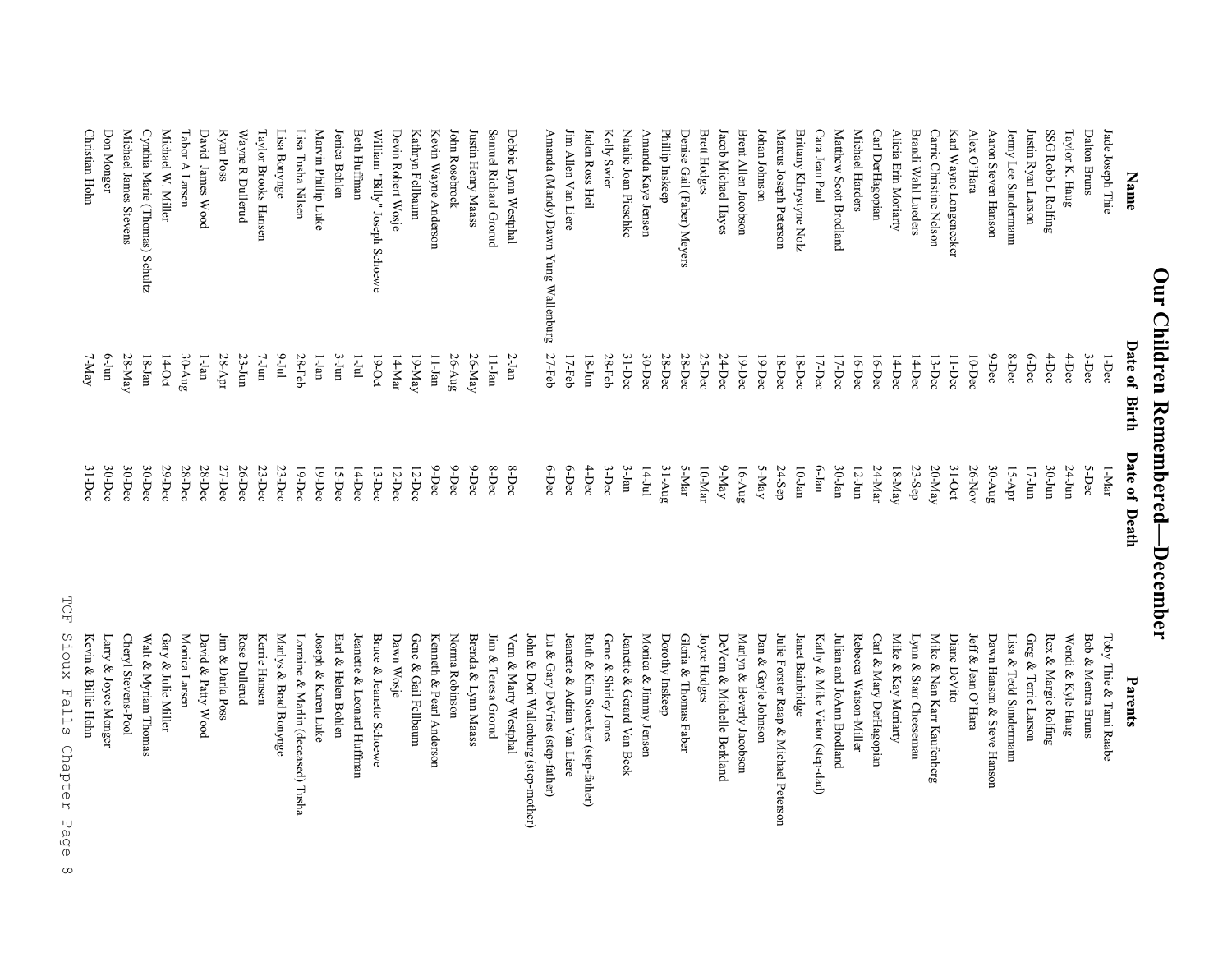# Our Children Remembered—December

| Name | Date of Birth | Date of Death | Parents |
|---|---|---|---|
| Jade Joseph Thie | 1-Dec | 1-Mar | Toby Thie & Tami Raabe |
| Dalton Bruns | 3-Dec | 5-Dec | Bob & Mentra Bruns |
| Taylor K. Haug | 4-Dec | 24-Jun | Wendi & Kyle Haug |
| SSG Robb L Rolfing | 4-Dec | 30-Jun | Rex & Margie Rolfing |
| Justin Ryan Larson | 6-Dec | 17-Jun | Greg & Terrie Larson |
| Jenny Lee Sundermann | 8-Dec | 15-Apr | Lisa & Tedd Sundermann |
| Aaron Steven Hanson | 9-Dec | 30-Aug | Dawn Hanson & Steve Hanson |
| Alex O'Hara | 10-Dec | 26-Nov | Jeff & Jean O'Hara |
| Karl Wayne Longenecker | 11-Dec | 31-Oct | Diane DeVito |
| Carrie Christine Nelson | 13-Dec | 20-May | Mike & Nan Karr Kaufenberg |
| Brandi Wahl Lueders | 14-Dec | 23-Sep | Lynn & Starr Cheeseman |
| Alicia Erin Moriarty | 14-Dec | 18-May | Mike & Kay Moriarty |
| Carl DerHagopian | 16-Dec | 24-Mar | Carl & Mary DerHagopian |
| Michael Harders | 16-Dec | 12-Jun | Rebecca Watson-Miller |
| Matthew Scott Brodland | 17-Dec | 30-Jan | Julian and JoAnn Brodland |
| Cara Jean Paul | 17-Dec | 6-Jan | Kathy & Mike Victor (step-dad) |
| Brittany Khrystyne Nolz | 18-Dec | 10-Jan | Janet Bainbridge |
| Marcus Joseph Peterson | 18-Dec | 24-Sep | Julie Forster Raap & Michael Peterson |
| Johan Johnson | 19-Dec | 5-May | Dan & Gayle Johnson |
| Brent Allen Jacobson | 19-Dec | 16-Aug | Marlyn & Beverly Jacobson |
| Jacob Michael Hayes | 24-Dec | 9-May | DeVern & Michelle Berkland |
| Brett Hodges | 25-Dec | 10-Mar | Joyce Hodges |
| Denise Gail (Faber) Meyers | 28-Dec | 5-Mar | Gloria & Thomas Faber |
| Phillip Inskeep | 28-Dec | 31-Aug | Dorothy Inskeep |
| Amanda Kaye Jensen | 30-Dec | 14-Jul | Monica & Jimmy Jensen |
| Natalie Joan Pieschke | 31-Dec | 3-Jan | Jeanette & Gerard Van Beek |
| Kelly Swier | 28-Feb | 3-Dec | Gene & Shirley Jones |
| Jaden Ross Heil | 18-Jun | 4-Dec | Ruth & Kim Stoecker (step-father) |
| Jim Allen Van Liere | 17-Feb | 6-Dec | Jeanette & Adrian Van Liere |
| Amanda (Mandy) Dawn Yung Wallenburg | 27-Feb | 6-Dec | Lu & Gary DeVries (step-father)<br>John & Dori Wallenburg (step-mother) |
| Debbie Lynn Westphal | 2-Jan | 8-Dec | Vern & Marty Westphal |
| Samuel Richard Grorud | 11-Jan | 8-Dec | Jim & Teresa Grorud |
| Justin Henry Maass | 26-May | 9-Dec | Brenda & Lynn Maass |
| John Rosebrock | 26-Aug | 9-Dec | Norma Robinson |
| Kevin Wayne Anderson | 11-Jan | 12-Dec | Kenneth & Pearl Anderson |
| Kathryn Fellbaum | 19-May | 12-Dec | Gene & Gail Fellbaum |
| Devin Robert Wosje | 14-Mar | 12-Dec | Dawn Wosje |
| William "Billy" Joseph Schoewe | 19-Oct | 13-Dec | Bruce & Jeanette Schoewe |
| Beth Huffman | 1-Jul | 14-Dec | Jeanette & Leonard Huffman |
| Jenica Bohlen | 3-Jun | 15-Dec | Earl & Helen Bohlen |
| Marvin Phillip Luke | 1-Jan | 19-Dec | Joseph & Karen Luke |
| Lisa Tusha Nilsen | 28-Feb | 19-Dec | Lorraine & Marlin (deceased) Tusha |
| Lisa Bonynge | 9-Jul | 23-Dec | Marlys & Brad Bonynge |
| Taylor Brooks Hansen | 7-Jun | 23-Dec | Kerrie Hansen |
| Wayne R Dullerud | 23-Jun | 26-Dec | Rose Dullerud |
| Ryan Poss | 28-Apr | 27-Dec | Jim & Darla Poss |
| David James Wood | 1-Jan | 28-Dec | David & Patty Wood |
| Tabor A Larsen | 30-Aug | 28-Dec | Monica Larsen |
| Michael W. Miller | 14-Oct | 29-Dec | Gary & Julie Miller |
| Cynthia Marie (Thomas) Schultz | 18-Jan | 30-Dec | Walt & Myriam Thomas |
| Michael James Stevens | 28-May | 30-Dec | Cheryl Stevens-Pool |
| Don Monger | 6-Jun | 30-Dec | Larry & Joyce Monger |
| Christian Hohn | 7-May | 31-Dec | Kevin & Billie Hohn |